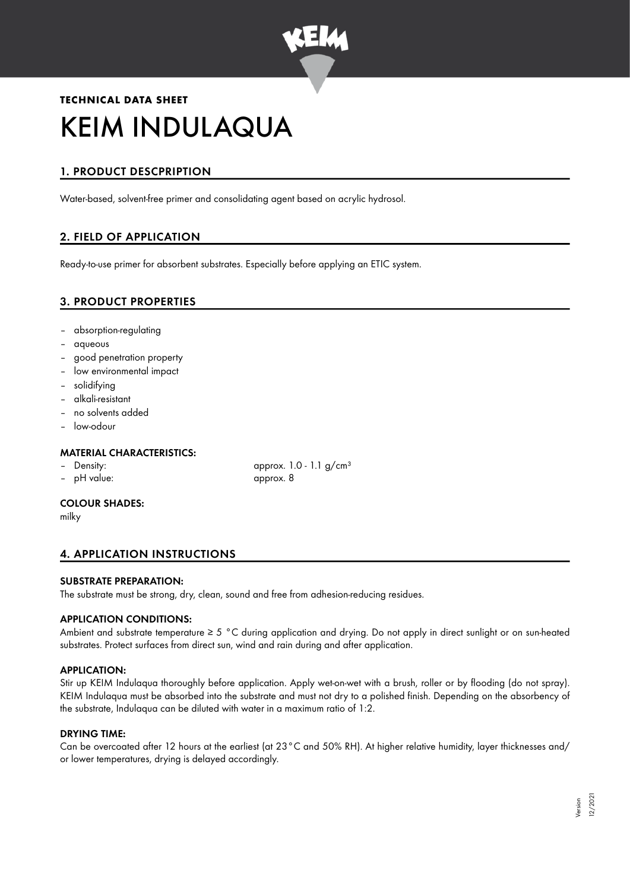**TECHNICAL DATA SHEET**

# KEIM INDULAQUA

## 1. PRODUCT DESCPRIPTION

Water-based, solvent-free primer and consolidating agent based on acrylic hydrosol.

## 2. FIELD OF APPLICATION

Ready-to-use primer for absorbent substrates. Especially before applying an ETIC system.

## 3. PRODUCT PROPERTIES

- absorption-regulating
- aqueous
- good penetration property
- low environmental impact
- solidifying
- alkali-resistant
- no solvents added
- low-odour

### MATERIAL CHARACTERISTICS:

- Density: approx. 1.0 - 1.1 g/cm³
- pH value: approx. 8

### COLOUR SHADES:

milky

## 4. APPLICATION INSTRUCTIONS

### SUBSTRATE PREPARATION:

The substrate must be strong, dry, clean, sound and free from adhesion-reducing residues.

### APPLICATION CONDITIONS:

Ambient and substrate temperature ≥ 5 °C during application and drying. Do not apply in direct sunlight or on sun-heated substrates. Protect surfaces from direct sun, wind and rain during and after application.

### APPLICATION:

Stir up KEIM Indulaqua thoroughly before application. Apply wet-on-wet with a brush, roller or by flooding (do not spray). KEIM Indulaqua must be absorbed into the substrate and must not dry to a polished finish. Depending on the absorbency of the substrate, Indulaqua can be diluted with water in a maximum ratio of 1:2.

### DRYING TIME:

Can be overcoated after 12 hours at the earliest (at 23°C and 50% RH). At higher relative humidity, layer thicknesses and/ or lower temperatures, drying is delayed accordingly.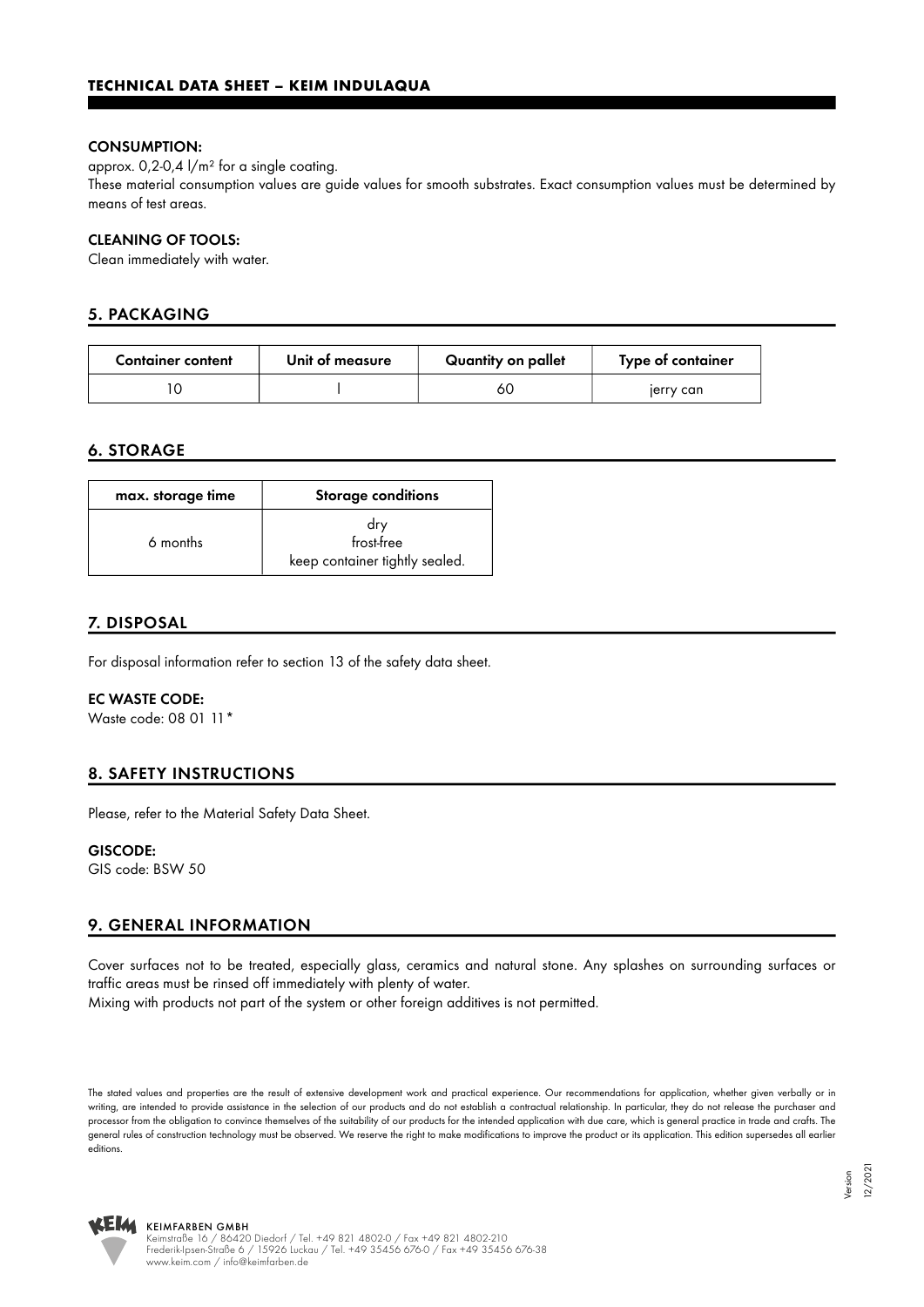#### CONSUMPTION:

approx. 0,2-0,4 l/m² for a single coating.

These material consumption values are guide values for smooth substrates. Exact consumption values must be determined by means of test areas.

#### CLEANING OF TOOLS:

Clean immediately with water.

## 5. PACKAGING

| Container content | Unit of measure | Quantity on pallet | Type of container |
|---|---|---|---|
| 10 | l | 60 | jerry can |

## 6. STORAGE

| max. storage time | Storage conditions |
|---|---|
| 6 months | dry<br>frost-free<br>keep container tightly sealed. |

## 7. DISPOSAL

For disposal information refer to section 13 of the safety data sheet.

#### EC WASTE CODE:

Waste code: 08 01 11*

## 8. SAFETY INSTRUCTIONS

Please, refer to the Material Safety Data Sheet.

#### GISCODE:

GIS code: BSW 50

## 9. GENERAL INFORMATION

Cover surfaces not to be treated, especially glass, ceramics and natural stone. Any splashes on surrounding surfaces or traffic areas must be rinsed off immediately with plenty of water.

Mixing with products not part of the system or other foreign additives is not permitted.

The stated values and properties are the result of extensive development work and practical experience. Our recommendations for application, whether given verbally or in writing, are intended to provide assistance in the selection of our products and do not establish a contractual relationship. In particular, they do not release the purchaser and processor from the obligation to convince themselves of the suitability of our products for the intended application with due care, which is general practice in trade and crafts. The general rules of construction technology must be observed. We reserve the right to make modifications to improve the product or its application. This edition supersedes all earlier editions.

Version 12/2021

KEIMFARBEN GMBH
Keimstraße 16 / 86420 Diedorf / Tel. +49 821 4802-0 / Fax +49 821 4802-210
Frederik-Ipsen-Straße 6 / 15926 Luckau / Tel. +49 35456 676-0 / Fax +49 35456 676-38
www.keim.com / info@keimfarben.de